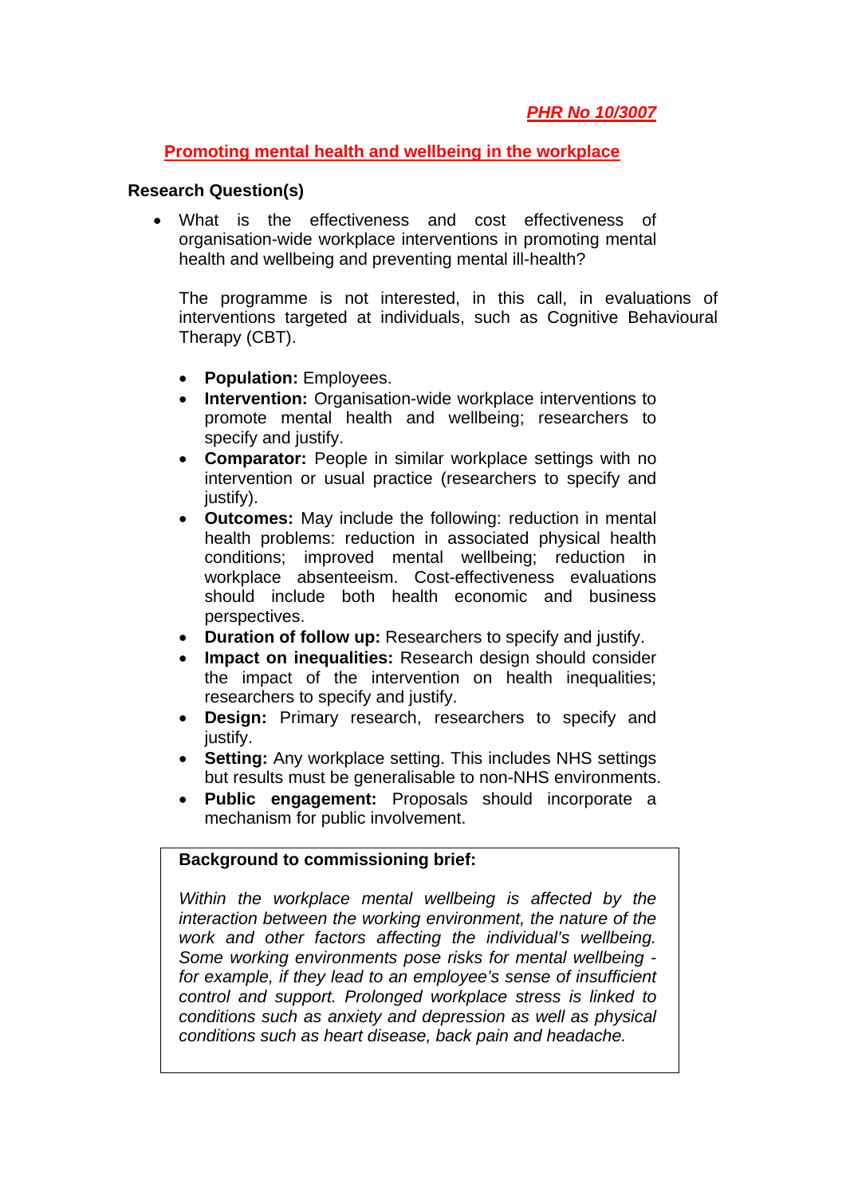**PHR No 10/3007**

# Promoting mental health and wellbeing in the workplace

## Research Question(s)

- What is the effectiveness and cost effectiveness of organisation-wide workplace interventions in promoting mental health and wellbeing and preventing mental ill-health?

  The programme is not interested, in this call, in evaluations of interventions targeted at individuals, such as Cognitive Behavioural Therapy (CBT).

  - **Population:** Employees.
  - **Intervention:** Organisation-wide workplace interventions to promote mental health and wellbeing; researchers to specify and justify.
  - **Comparator:** People in similar workplace settings with no intervention or usual practice (researchers to specify and justify).
  - **Outcomes:** May include the following: reduction in mental health problems: reduction in associated physical health conditions; improved mental wellbeing; reduction in workplace absenteeism. Cost-effectiveness evaluations should include both health economic and business perspectives.
  - **Duration of follow up:** Researchers to specify and justify.
  - **Impact on inequalities:** Research design should consider the impact of the intervention on health inequalities; researchers to specify and justify.
  - **Design:** Primary research, researchers to specify and justify.
  - **Setting:** Any workplace setting. This includes NHS settings but results must be generalisable to non-NHS environments.
  - **Public engagement:** Proposals should incorporate a mechanism for public involvement.

**Background to commissioning brief:**

*Within the workplace mental wellbeing is affected by the interaction between the working environment, the nature of the work and other factors affecting the individual's wellbeing. Some working environments pose risks for mental wellbeing - for example, if they lead to an employee's sense of insufficient control and support. Prolonged workplace stress is linked to conditions such as anxiety and depression as well as physical conditions such as heart disease, back pain and headache.*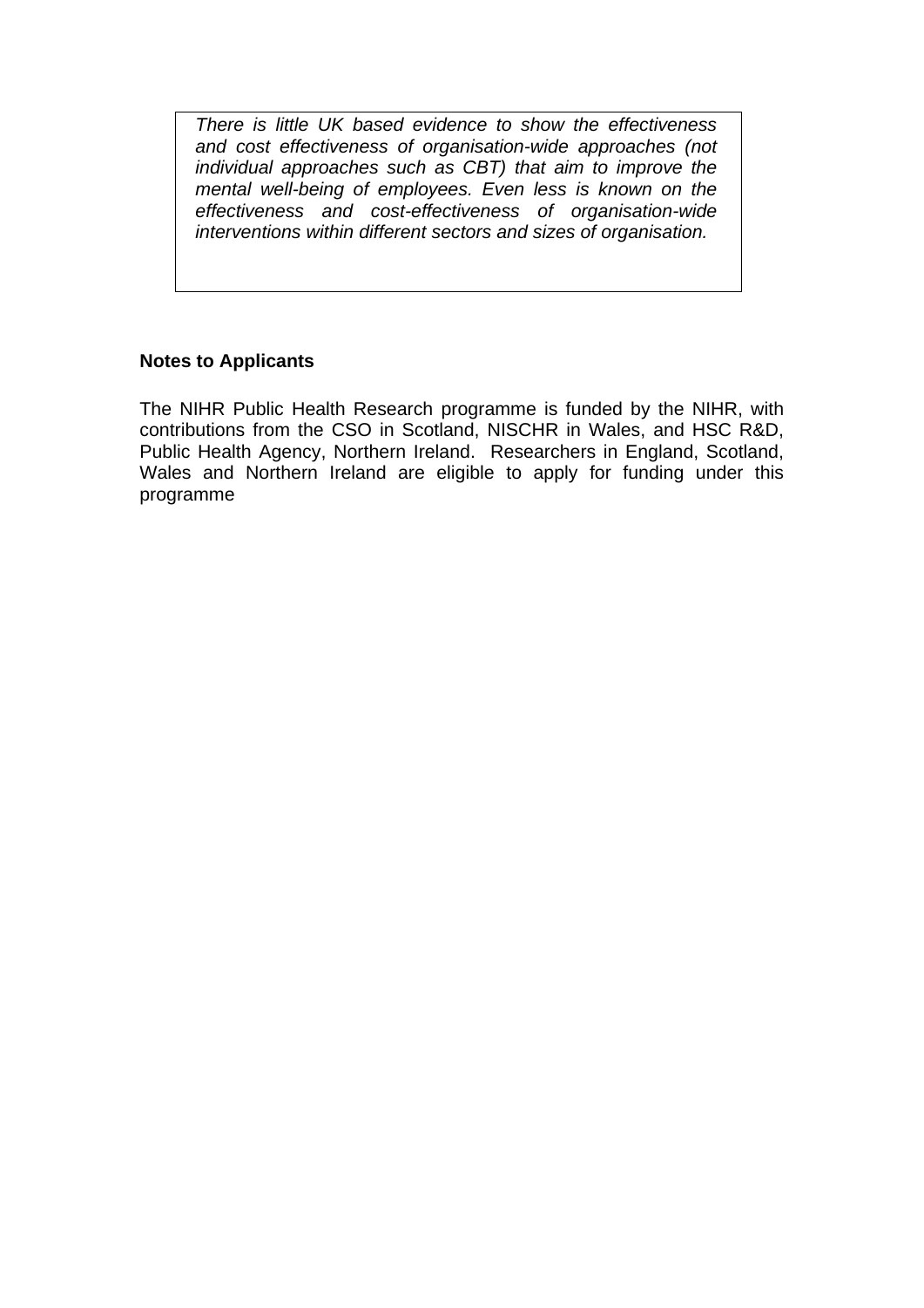> *There is little UK based evidence to show the effectiveness and cost effectiveness of organisation-wide approaches (not individual approaches such as CBT) that aim to improve the mental well-being of employees. Even less is known on the effectiveness and cost-effectiveness of organisation-wide interventions within different sectors and sizes of organisation.*

**Notes to Applicants**

The NIHR Public Health Research programme is funded by the NIHR, with contributions from the CSO in Scotland, NISCHR in Wales, and HSC R&D, Public Health Agency, Northern Ireland. Researchers in England, Scotland, Wales and Northern Ireland are eligible to apply for funding under this programme